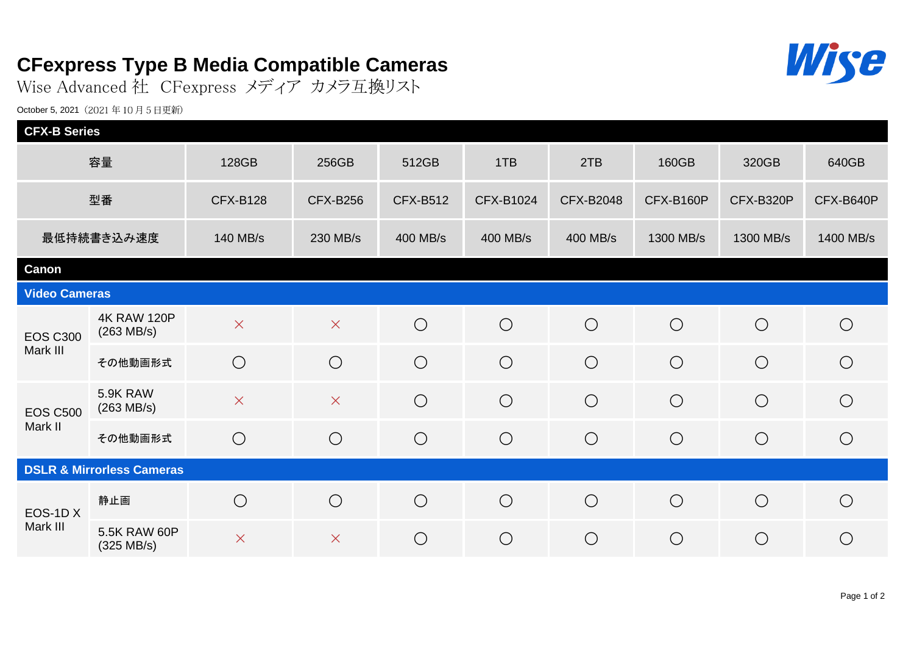# CFexpress Type B Media Compatible Cameras

Wise Advanced 社 CFexpress メディア カメラ互換リスト

October 5, 2021（2021 年 10 月 5 日更新）

| CFX-B Series | | | | | | | | | |
|---|---|---|---|---|---|---|---|---|---|
| 容量 | | 128GB | 256GB | 512GB | 1TB | 2TB | 160GB | 320GB | 640GB |
| 型番 | | CFX-B128 | CFX-B256 | CFX-B512 | CFX-B1024 | CFX-B2048 | CFX-B160P | CFX-B320P | CFX-B640P |
| 最低持続書き込み速度 | | 140 MB/s | 230 MB/s | 400 MB/s | 400 MB/s | 400 MB/s | 1300 MB/s | 1300 MB/s | 1400 MB/s |
| **Canon** | | | | | | | | | |
| **Video Cameras** | | | | | | | | | |
| EOS C300 Mark III | 4K RAW 120P (263 MB/s) | × | × | ◯ | ◯ | ◯ | ◯ | ◯ | ◯ |
| | その他動画形式 | ◯ | ◯ | ◯ | ◯ | ◯ | ◯ | ◯ | ◯ |
| EOS C500 Mark II | 5.9K RAW (263 MB/s) | × | × | ◯ | ◯ | ◯ | ◯ | ◯ | ◯ |
| | その他動画形式 | ◯ | ◯ | ◯ | ◯ | ◯ | ◯ | ◯ | ◯ |
| **DSLR & Mirrorless Cameras** | | | | | | | | | |
| EOS-1D X Mark III | 静止画 | ◯ | ◯ | ◯ | ◯ | ◯ | ◯ | ◯ | ◯ |
| | 5.5K RAW 60P (325 MB/s) | × | × | ◯ | ◯ | ◯ | ◯ | ◯ | ◯ |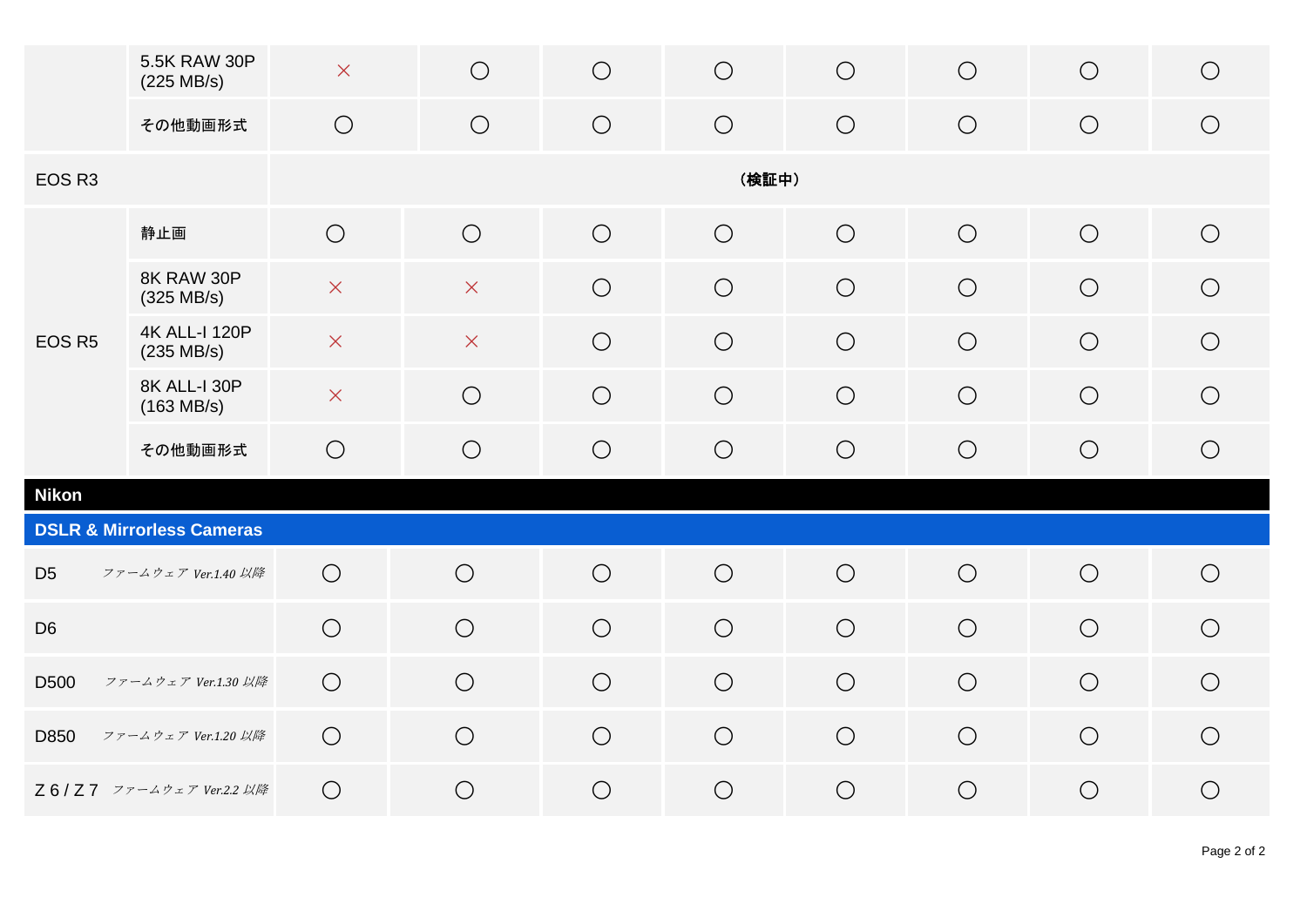|  |  |  |  |  |  |  |  |  |  |
|---|---|---|---|---|---|---|---|---|---|
|  | 5.5K RAW 30P (225 MB/s) | × | ○ | ○ | ○ | ○ | ○ | ○ | ○ |
|  | その他動画形式 | ○ | ○ | ○ | ○ | ○ | ○ | ○ | ○ |
| EOS R3 |  | （検証中） |  |  |  |  |  |  |  |
| EOS R5 | 静止画 | ○ | ○ | ○ | ○ | ○ | ○ | ○ | ○ |
|  | 8K RAW 30P (325 MB/s) | × | × | ○ | ○ | ○ | ○ | ○ | ○ |
|  | 4K ALL-I 120P (235 MB/s) | × | × | ○ | ○ | ○ | ○ | ○ | ○ |
|  | 8K ALL-I 30P (163 MB/s) | × | ○ | ○ | ○ | ○ | ○ | ○ | ○ |
|  | その他動画形式 | ○ | ○ | ○ | ○ | ○ | ○ | ○ | ○ |
| **Nikon** |  |  |  |  |  |  |  |  |  |
| **DSLR & Mirrorless Cameras** |  |  |  |  |  |  |  |  |  |
| D5 | *ファームウェア Ver.1.40 以降* | ○ | ○ | ○ | ○ | ○ | ○ | ○ | ○ |
| D6 |  | ○ | ○ | ○ | ○ | ○ | ○ | ○ | ○ |
| D500 | *ファームウェア Ver.1.30 以降* | ○ | ○ | ○ | ○ | ○ | ○ | ○ | ○ |
| D850 | *ファームウェア Ver.1.20 以降* | ○ | ○ | ○ | ○ | ○ | ○ | ○ | ○ |
| Z 6 / Z 7 | *ファームウェア Ver.2.2 以降* | ○ | ○ | ○ | ○ | ○ | ○ | ○ | ○ |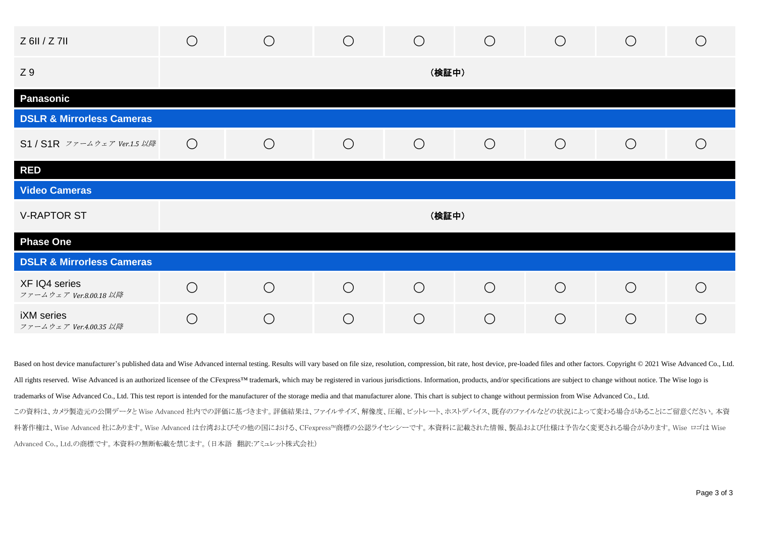| | | | | | | | | |
|---|---|---|---|---|---|---|---|---|
| Z 6II / Z 7II | ◯ | ◯ | ◯ | ◯ | ◯ | ◯ | ◯ | ◯ |
| Z 9 | **（検証中）** | | | | | | | |
| **Panasonic** | | | | | | | | |
| **DSLR & Mirrorless Cameras** | | | | | | | | |
| S1 / S1R *ファームウェア Ver.1.5 以降* | ◯ | ◯ | ◯ | ◯ | ◯ | ◯ | ◯ | ◯ |
| **RED** | | | | | | | | |
| **Video Cameras** | | | | | | | | |
| V-RAPTOR ST | **（検証中）** | | | | | | | |
| **Phase One** | | | | | | | | |
| **DSLR & Mirrorless Cameras** | | | | | | | | |
| XF IQ4 series *ファームウェア Ver.8.00.18 以降* | ◯ | ◯ | ◯ | ◯ | ◯ | ◯ | ◯ | ◯ |
| iXM series *ファームウェア Ver.4.00.35 以降* | ◯ | ◯ | ◯ | ◯ | ◯ | ◯ | ◯ | ◯ |

Based on host device manufacturer's published data and Wise Advanced internal testing. Results will vary based on file size, resolution, compression, bit rate, host device, pre-loaded files and other factors. Copyright © 2021 Wise Advanced Co., Ltd. All rights reserved. Wise Advanced is an authorized licensee of the CFexpress™ trademark, which may be registered in various jurisdictions. Information, products, and/or specifications are subject to change without notice. The Wise logo is trademarks of Wise Advanced Co., Ltd. This test report is intended for the manufacturer of the storage media and that manufacturer alone. This chart is subject to change without permission from Wise Advanced Co., Ltd.

この資料は、カメラ製造元の公開データとWise Advanced 社内での評価に基づきます。評価結果は、ファイルサイズ、解像度、圧縮、ビットレート、ホストデバイス、既存のファイルなどの状況によって変わる場合があることにご留意ください。本資料著作権は、Wise Advanced 社にあります。Wise Advanced は台湾およびその他の国における、CFexpress™商標の公認ライセンシーです。本資料に記載された情報、製品および仕様は予告なく変更される場合があります。Wise ロゴは Wise Advanced Co., Ltd.の商標です。本資料の無断転載を禁じます。（日本語　翻訳:アミュレット株式会社）